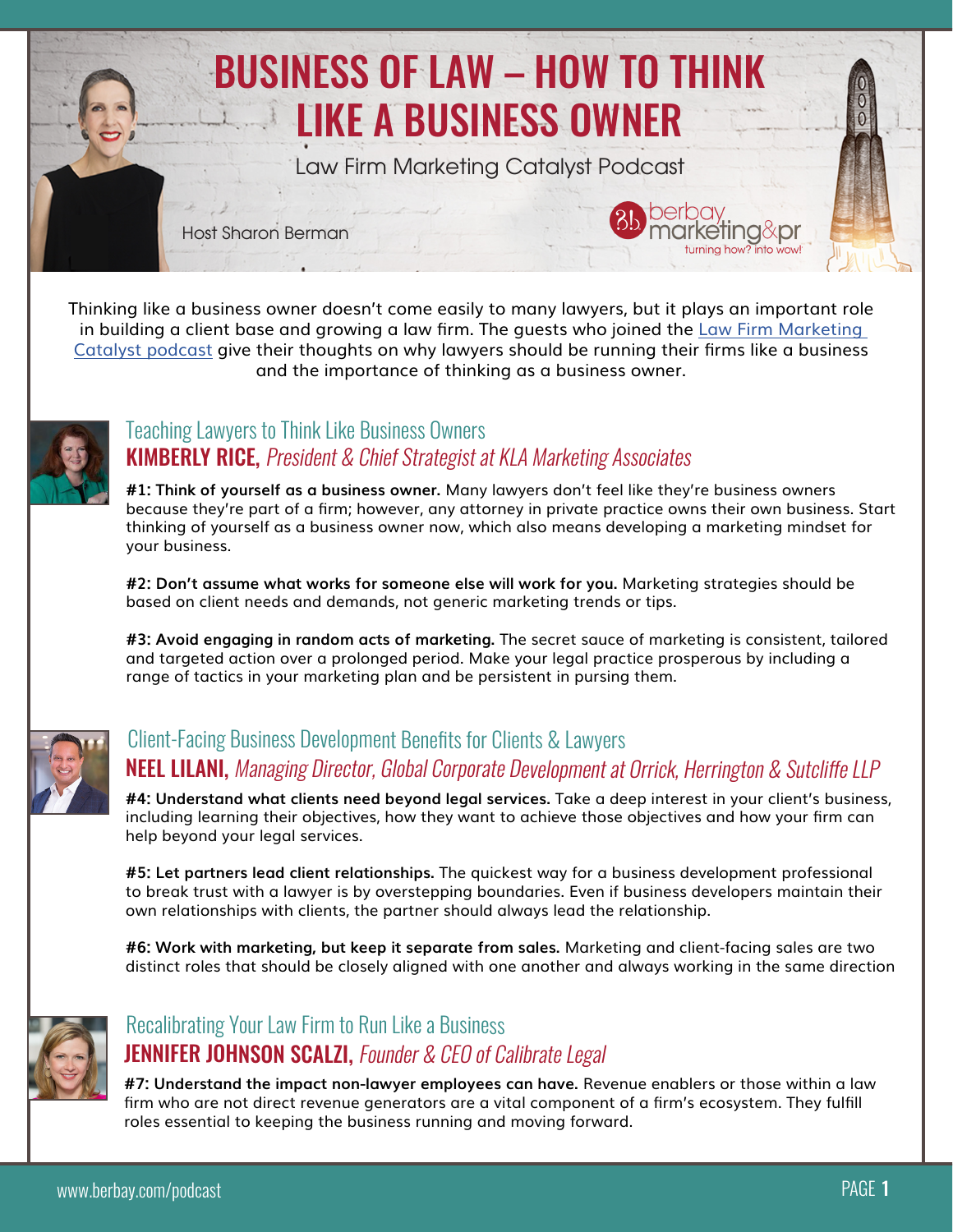# BUSINESS OF LAW – HOW TO THINK LIKE A BUSINESS OWNER

Law Firm Marketing Catalyst Podcast

Host Sharon Berman

berbay marketing&pr
turning how? into wow!

Thinking like a business owner doesn't come easily to many lawyers, but it plays an important role in building a client base and growing a law firm. The guests who joined the [Law Firm Marketing Catalyst podcast]() give their thoughts on why lawyers should be running their firms like a business and the importance of thinking as a business owner.

## Teaching Lawyers to Think Like Business Owners

### KIMBERLY RICE, *President & Chief Strategist at KLA Marketing Associates*

**#1: Think of yourself as a business owner.** Many lawyers don't feel like they're business owners because they're part of a firm; however, any attorney in private practice owns their own business. Start thinking of yourself as a business owner now, which also means developing a marketing mindset for your business.

**#2: Don't assume what works for someone else will work for you.** Marketing strategies should be based on client needs and demands, not generic marketing trends or tips.

**#3: Avoid engaging in random acts of marketing.** The secret sauce of marketing is consistent, tailored and targeted action over a prolonged period. Make your legal practice prosperous by including a range of tactics in your marketing plan and be persistent in pursing them.

## Client-Facing Business Development Benefits for Clients & Lawyers

### NEEL LILANI, *Managing Director, Global Corporate Development at Orrick, Herrington & Sutcliffe LLP*

**#4: Understand what clients need beyond legal services.** Take a deep interest in your client's business, including learning their objectives, how they want to achieve those objectives and how your firm can help beyond your legal services.

**#5: Let partners lead client relationships.** The quickest way for a business development professional to break trust with a lawyer is by overstepping boundaries. Even if business developers maintain their own relationships with clients, the partner should always lead the relationship.

**#6: Work with marketing, but keep it separate from sales.** Marketing and client-facing sales are two distinct roles that should be closely aligned with one another and always working in the same direction

## Recalibrating Your Law Firm to Run Like a Business

### JENNIFER JOHNSON SCALZI, *Founder & CEO of Calibrate Legal*

**#7: Understand the impact non-lawyer employees can have.** Revenue enablers or those within a law firm who are not direct revenue generators are a vital component of a firm's ecosystem. They fulfill roles essential to keeping the business running and moving forward.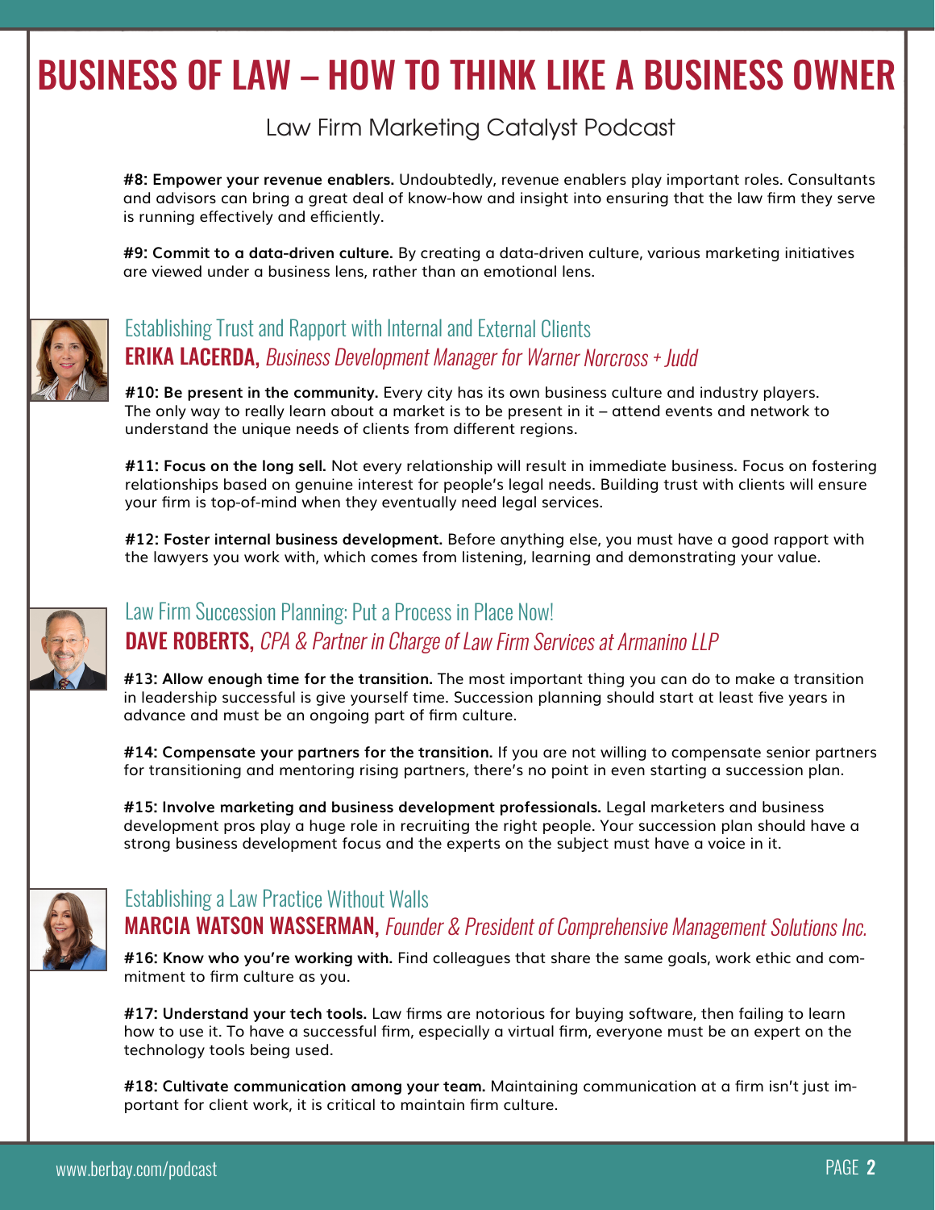# BUSINESS OF LAW – HOW TO THINK LIKE A BUSINESS OWNER

Law Firm Marketing Catalyst Podcast

**#8: Empower your revenue enablers.** Undoubtedly, revenue enablers play important roles. Consultants and advisors can bring a great deal of know-how and insight into ensuring that the law firm they serve is running effectively and efficiently.

**#9: Commit to a data-driven culture.** By creating a data-driven culture, various marketing initiatives are viewed under a business lens, rather than an emotional lens.

## Establishing Trust and Rapport with Internal and External Clients

**ERIKA LACERDA,** *Business Development Manager for Warner Norcross + Judd*

**#10: Be present in the community.** Every city has its own business culture and industry players. The only way to really learn about a market is to be present in it – attend events and network to understand the unique needs of clients from different regions.

**#11: Focus on the long sell.** Not every relationship will result in immediate business. Focus on fostering relationships based on genuine interest for people's legal needs. Building trust with clients will ensure your firm is top-of-mind when they eventually need legal services.

**#12: Foster internal business development.** Before anything else, you must have a good rapport with the lawyers you work with, which comes from listening, learning and demonstrating your value.

## Law Firm Succession Planning: Put a Process in Place Now!

**DAVE ROBERTS,** *CPA & Partner in Charge of Law Firm Services at Armanino LLP*

**#13: Allow enough time for the transition.** The most important thing you can do to make a transition in leadership successful is give yourself time. Succession planning should start at least five years in advance and must be an ongoing part of firm culture.

**#14: Compensate your partners for the transition.** If you are not willing to compensate senior partners for transitioning and mentoring rising partners, there's no point in even starting a succession plan.

**#15: Involve marketing and business development professionals.** Legal marketers and business development pros play a huge role in recruiting the right people. Your succession plan should have a strong business development focus and the experts on the subject must have a voice in it.

## Establishing a Law Practice Without Walls

**MARCIA WATSON WASSERMAN,** *Founder & President of Comprehensive Management Solutions Inc.*

**#16: Know who you're working with.** Find colleagues that share the same goals, work ethic and commitment to firm culture as you.

**#17: Understand your tech tools.** Law firms are notorious for buying software, then failing to learn how to use it. To have a successful firm, especially a virtual firm, everyone must be an expert on the technology tools being used.

**#18: Cultivate communication among your team.** Maintaining communication at a firm isn't just important for client work, it is critical to maintain firm culture.

www.berbay.com/podcast